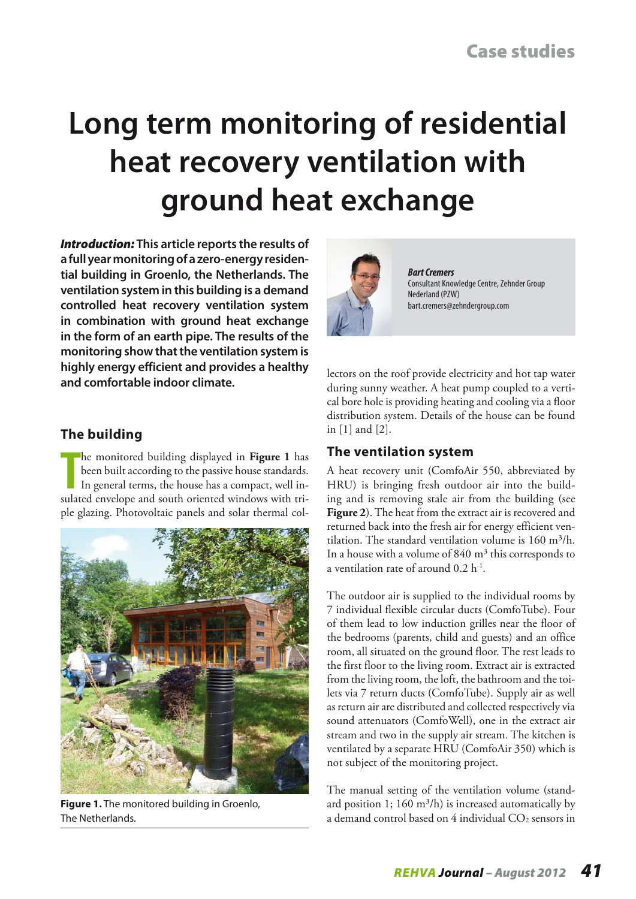# Long term monitoring of residential heat recovery ventilation with ground heat exchange

***Introduction:*** **This article reports the results of a full year monitoring of a zero-energy residential building in Groenlo, the Netherlands. The ventilation system in this building is a demand controlled heat recovery ventilation system in combination with ground heat exchange in the form of an earth pipe. The results of the monitoring show that the ventilation system is highly energy efficient and provides a healthy and comfortable indoor climate.**

***Bart Cremers***
Consultant Knowledge Centre, Zehnder Group Nederland (PZW)
bart.cremers@zehndergroup.com

## The building

The monitored building displayed in **Figure 1** has been built according to the passive house standards. In general terms, the house has a compact, well insulated envelope and south oriented windows with triple glazing. Photovoltaic panels and solar thermal collectors on the roof provide electricity and hot tap water during sunny weather. A heat pump coupled to a vertical bore hole is providing heating and cooling via a floor distribution system. Details of the house can be found in [1] and [2].

**Figure 1.** The monitored building in Groenlo, The Netherlands.

## The ventilation system

A heat recovery unit (ComfoAir 550, abbreviated by HRU) is bringing fresh outdoor air into the building and is removing stale air from the building (see **Figure 2**). The heat from the extract air is recovered and returned back into the fresh air for energy efficient ventilation. The standard ventilation volume is 160 m³/h. In a house with a volume of 840 m³ this corresponds to a ventilation rate of around 0.2 h⁻¹.

The outdoor air is supplied to the individual rooms by 7 individual flexible circular ducts (ComfoTube). Four of them lead to low induction grilles near the floor of the bedrooms (parents, child and guests) and an office room, all situated on the ground floor. The rest leads to the first floor to the living room. Extract air is extracted from the living room, the loft, the bathroom and the toilets via 7 return ducts (ComfoTube). Supply air as well as return air are distributed and collected respectively via sound attenuators (ComfoWell), one in the extract air stream and two in the supply air stream. The kitchen is ventilated by a separate HRU (ComfoAir 350) which is not subject of the monitoring project.

The manual setting of the ventilation volume (standard position 1; 160 m³/h) is increased automatically by a demand control based on 4 individual $CO_2$ sensors in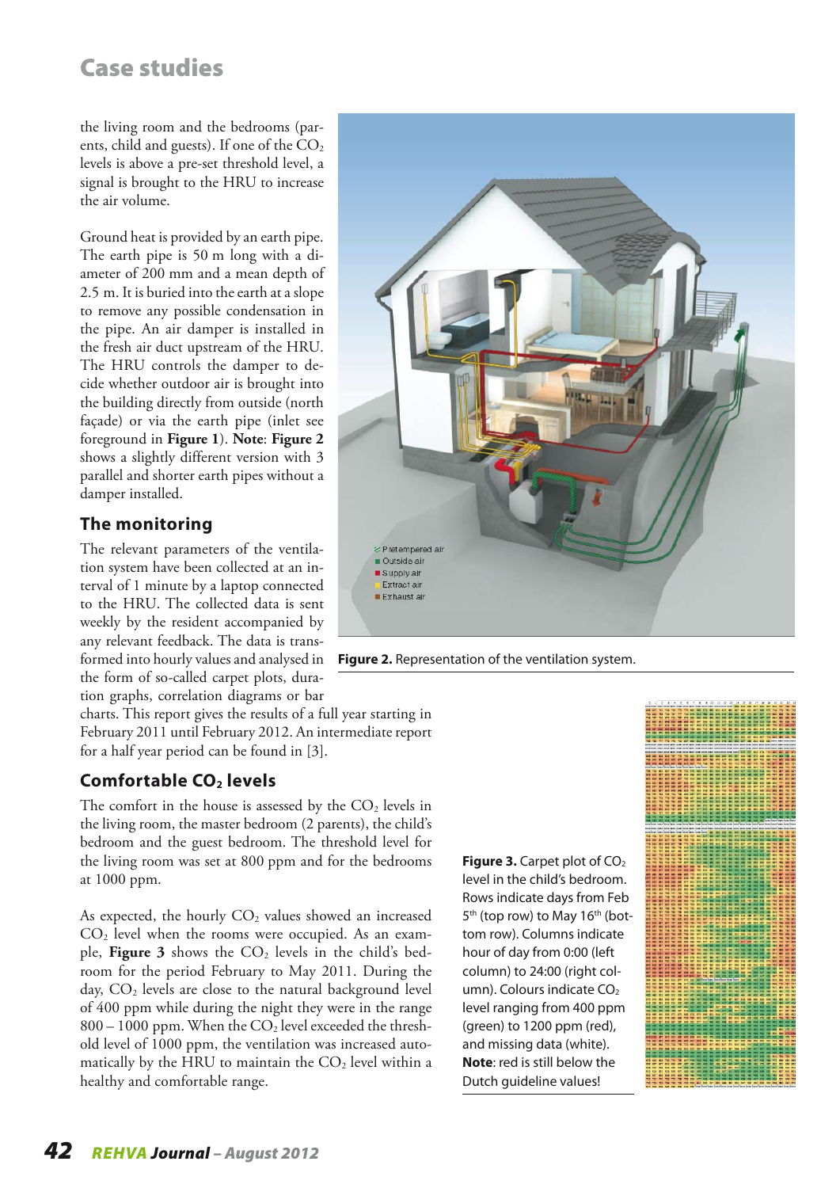the living room and the bedrooms (parents, child and guests). If one of the $CO_2$ levels is above a pre-set threshold level, a signal is brought to the HRU to increase the air volume.

Ground heat is provided by an earth pipe. The earth pipe is 50 m long with a diameter of 200 mm and a mean depth of 2.5 m. It is buried into the earth at a slope to remove any possible condensation in the pipe. An air damper is installed in the fresh air duct upstream of the HRU. The HRU controls the damper to decide whether outdoor air is brought into the building directly from outside (north façade) or via the earth pipe (inlet see foreground in **Figure 1**). **Note**: **Figure 2** shows a slightly different version with 3 parallel and shorter earth pipes without a damper installed.

Pretempered air
Outside air
Supply air
Extract air
Exhaust air

**Figure 2.** Representation of the ventilation system.

## The monitoring

The relevant parameters of the ventilation system have been collected at an interval of 1 minute by a laptop connected to the HRU. The collected data is sent weekly by the resident accompanied by any relevant feedback. The data is transformed into hourly values and analysed in the form of so-called carpet plots, duration graphs, correlation diagrams or bar charts. This report gives the results of a full year starting in February 2011 until February 2012. An intermediate report for a half year period can be found in [3].

## Comfortable $CO_2$ levels

The comfort in the house is assessed by the $CO_2$ levels in the living room, the master bedroom (2 parents), the child's bedroom and the guest bedroom. The threshold level for the living room was set at 800 ppm and for the bedrooms at 1000 ppm.

As expected, the hourly $CO_2$ values showed an increased $CO_2$ level when the rooms were occupied. As an example, **Figure 3** shows the $CO_2$ levels in the child's bedroom for the period February to May 2011. During the day, $CO_2$ levels are close to the natural background level of 400 ppm while during the night they were in the range 800 – 1000 ppm. When the $CO_2$ level exceeded the threshold level of 1000 ppm, the ventilation was increased automatically by the HRU to maintain the $CO_2$ level within a healthy and comfortable range.

**Figure 3.** Carpet plot of $CO_2$ level in the child's bedroom. Rows indicate days from Feb 5th (top row) to May 16th (bottom row). Columns indicate hour of day from 0:00 (left column) to 24:00 (right column). Colours indicate $CO_2$ level ranging from 400 ppm (green) to 1200 ppm (red), and missing data (white). **Note**: red is still below the Dutch guideline values!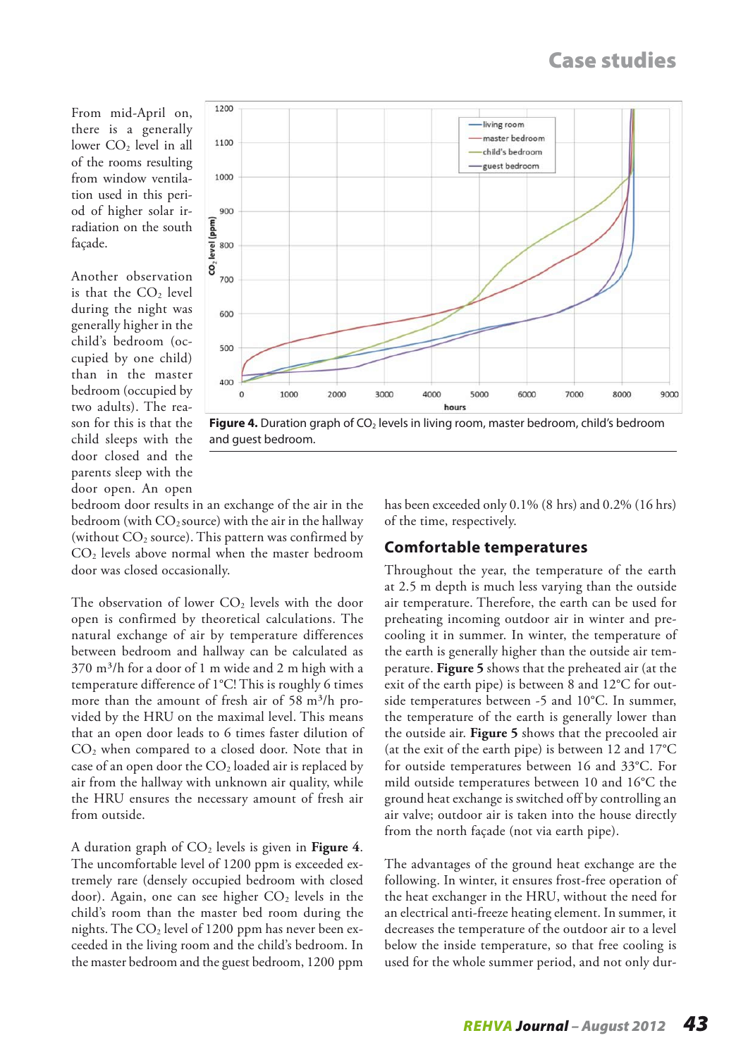From mid-April on, there is a generally lower $CO_2$ level in all of the rooms resulting from window ventilation used in this period of higher solar irradiation on the south façade.

Another observation is that the $CO_2$ level during the night was generally higher in the child's bedroom (occupied by one child) than in the master bedroom (occupied by two adults). The reason for this is that the child sleeps with the door closed and the parents sleep with the door open. An open bedroom door results in an exchange of the air in the bedroom (with $CO_2$ source) with the air in the hallway (without $CO_2$ source). This pattern was confirmed by $CO_2$ levels above normal when the master bedroom door was closed occasionally.

The observation of lower $CO_2$ levels with the door open is confirmed by theoretical calculations. The natural exchange of air by temperature differences between bedroom and hallway can be calculated as 370 m³/h for a door of 1 m wide and 2 m high with a temperature difference of 1°C! This is roughly 6 times more than the amount of fresh air of 58 m³/h provided by the HRU on the maximal level. This means that an open door leads to 6 times faster dilution of $CO_2$ when compared to a closed door. Note that in case of an open door the $CO_2$ loaded air is replaced by air from the hallway with unknown air quality, while the HRU ensures the necessary amount of fresh air from outside.

A duration graph of $CO_2$ levels is given in **Figure 4**. The uncomfortable level of 1200 ppm is exceeded extremely rare (densely occupied bedroom with closed door). Again, one can see higher $CO_2$ levels in the child's room than the master bed room during the nights. The $CO_2$ level of 1200 ppm has never been exceeded in the living room and the child's bedroom. In the master bedroom and the guest bedroom, 1200 ppm has been exceeded only 0.1% (8 hrs) and 0.2% (16 hrs) of the time, respectively.

**Figure 4.** Duration graph of $CO_2$ levels in living room, master bedroom, child's bedroom and guest bedroom.

## Comfortable temperatures

Throughout the year, the temperature of the earth at 2.5 m depth is much less varying than the outside air temperature. Therefore, the earth can be used for preheating incoming outdoor air in winter and precooling it in summer. In winter, the temperature of the earth is generally higher than the outside air temperature. **Figure 5** shows that the preheated air (at the exit of the earth pipe) is between 8 and 12°C for outside temperatures between -5 and 10°C. In summer, the temperature of the earth is generally lower than the outside air. **Figure 5** shows that the precooled air (at the exit of the earth pipe) is between 12 and 17°C for outside temperatures between 16 and 33°C. For mild outside temperatures between 10 and 16°C the ground heat exchange is switched off by controlling an air valve; outdoor air is taken into the house directly from the north façade (not via earth pipe).

The advantages of the ground heat exchange are the following. In winter, it ensures frost-free operation of the heat exchanger in the HRU, without the need for an electrical anti-freeze heating element. In summer, it decreases the temperature of the outdoor air to a level below the inside temperature, so that free cooling is used for the whole summer period, and not only dur-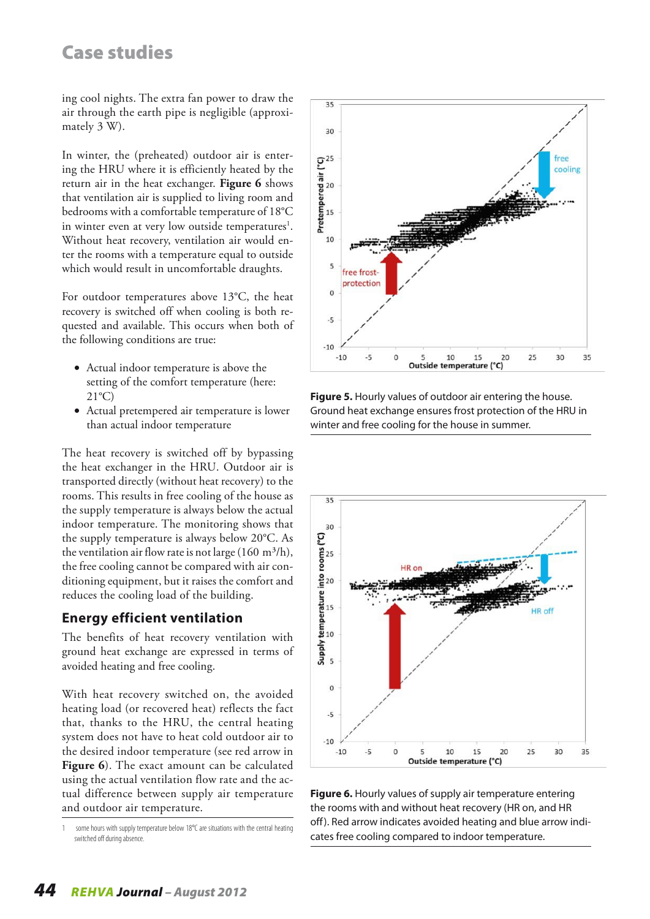ing cool nights. The extra fan power to draw the air through the earth pipe is negligible (approximately 3 W).

In winter, the (preheated) outdoor air is entering the HRU where it is efficiently heated by the return air in the heat exchanger. **Figure 6** shows that ventilation air is supplied to living room and bedrooms with a comfortable temperature of 18°C in winter even at very low outside temperatures[1]. Without heat recovery, ventilation air would enter the rooms with a temperature equal to outside which would result in uncomfortable draughts.

For outdoor temperatures above 13°C, the heat recovery is switched off when cooling is both requested and available. This occurs when both of the following conditions are true:

- Actual indoor temperature is above the setting of the comfort temperature (here: 21°C)
- Actual pretempered air temperature is lower than actual indoor temperature

The heat recovery is switched off by bypassing the heat exchanger in the HRU. Outdoor air is transported directly (without heat recovery) to the rooms. This results in free cooling of the house as the supply temperature is always below the actual indoor temperature. The monitoring shows that the supply temperature is always below 20°C. As the ventilation air flow rate is not large (160 $m^3$/h), the free cooling cannot be compared with air conditioning equipment, but it raises the comfort and reduces the cooling load of the building.

## Energy efficient ventilation

The benefits of heat recovery ventilation with ground heat exchange are expressed in terms of avoided heating and free cooling.

With heat recovery switched on, the avoided heating load (or recovered heat) reflects the fact that, thanks to the HRU, the central heating system does not have to heat cold outdoor air to the desired indoor temperature (see red arrow in **Figure 6**). The exact amount can be calculated using the actual ventilation flow rate and the actual difference between supply air temperature and outdoor air temperature.

[1] some hours with supply temperature below 18°C are situations with the central heating switched off during absence.

**Figure 5.** Hourly values of outdoor air entering the house. Ground heat exchange ensures frost protection of the HRU in winter and free cooling for the house in summer.

**Figure 6.** Hourly values of supply air temperature entering the rooms with and without heat recovery (HR on, and HR off). Red arrow indicates avoided heating and blue arrow indicates free cooling compared to indoor temperature.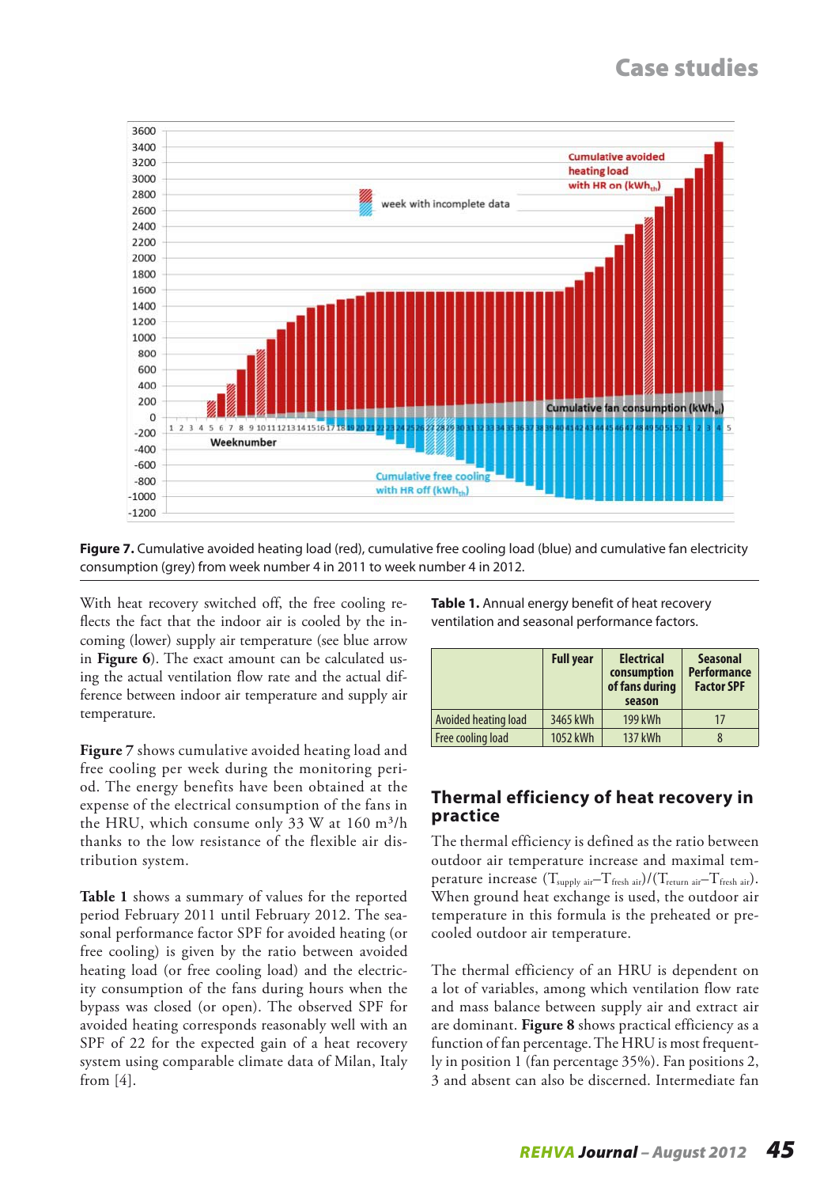Figure 7. Cumulative avoided heating load (red), cumulative free cooling load (blue) and cumulative fan electricity consumption (grey) from week number 4 in 2011 to week number 4 in 2012.

With heat recovery switched off, the free cooling reflects the fact that the indoor air is cooled by the incoming (lower) supply air temperature (see blue arrow in **Figure 6**). The exact amount can be calculated using the actual ventilation flow rate and the actual difference between indoor air temperature and supply air temperature.

**Figure 7** shows cumulative avoided heating load and free cooling per week during the monitoring period. The energy benefits have been obtained at the expense of the electrical consumption of the fans in the HRU, which consume only 33 W at 160 $m^3/h$ thanks to the low resistance of the flexible air distribution system.

**Table 1** shows a summary of values for the reported period February 2011 until February 2012. The seasonal performance factor SPF for avoided heating (or free cooling) is given by the ratio between avoided heating load (or free cooling load) and the electricity consumption of the fans during hours when the bypass was closed (or open). The observed SPF for avoided heating corresponds reasonably well with an SPF of 22 for the expected gain of a heat recovery system using comparable climate data of Milan, Italy from [4].

**Table 1.** Annual energy benefit of heat recovery ventilation and seasonal performance factors.

| | Full year | Electrical consumption of fans during season | Seasonal Performance Factor SPF |
|---|---|---|---|
| Avoided heating load | 3465 kWh | 199 kWh | 17 |
| Free cooling load | 1052 kWh | 137 kWh | 8 |

## Thermal efficiency of heat recovery in practice

The thermal efficiency is defined as the ratio between outdoor air temperature increase and maximal temperature increase $(T_{supply\ air}-T_{fresh\ air})/(T_{return\ air}-T_{fresh\ air})$. When ground heat exchange is used, the outdoor air temperature in this formula is the preheated or precooled outdoor air temperature.

The thermal efficiency of an HRU is dependent on a lot of variables, among which ventilation flow rate and mass balance between supply air and extract air are dominant. **Figure 8** shows practical efficiency as a function of fan percentage. The HRU is most frequently in position 1 (fan percentage 35%). Fan positions 2, 3 and absent can also be discerned. Intermediate fan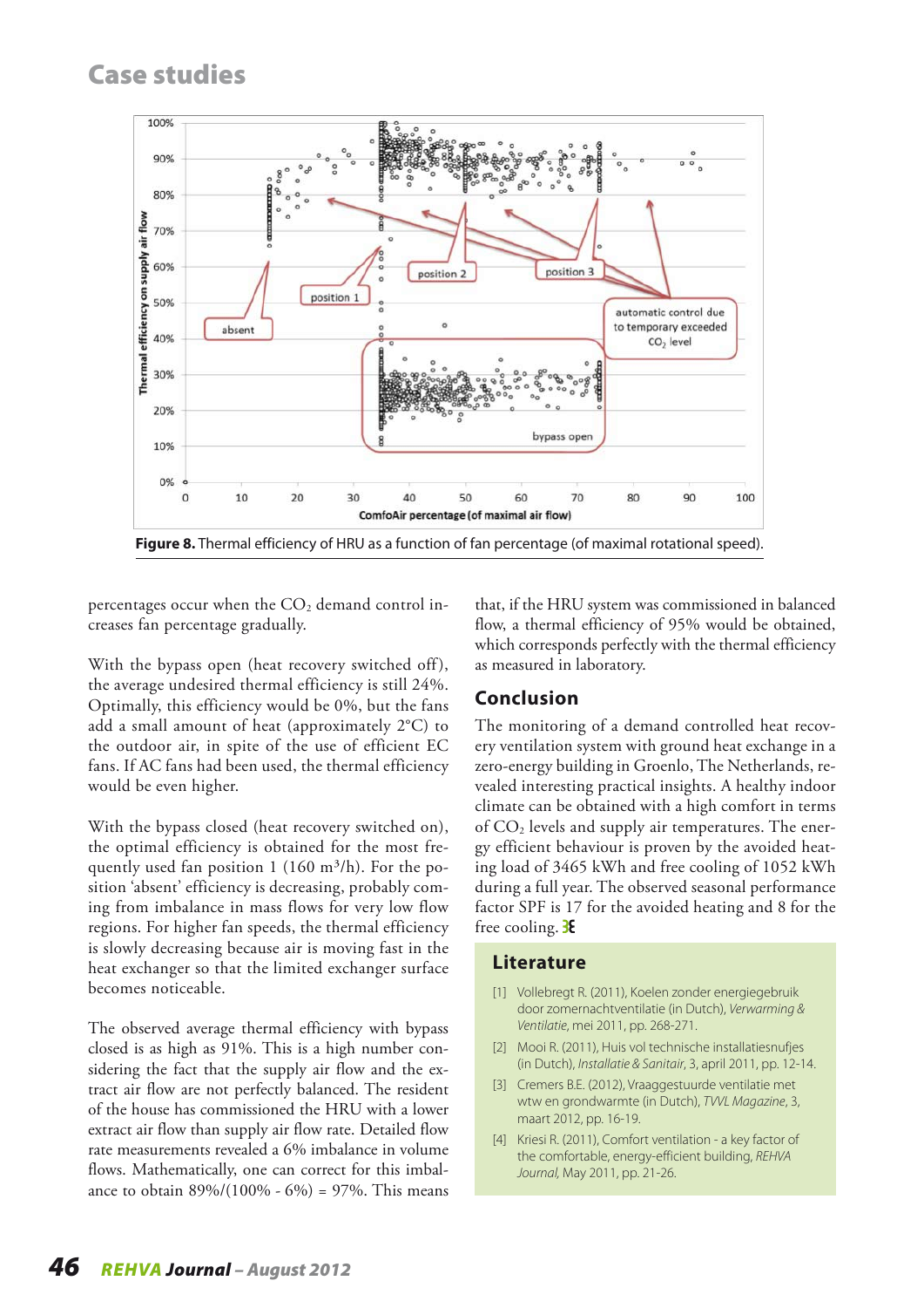## Case studies

100%
90%
80%
70%
60%
50%
40%
30%
20%
10%
0%

Thermal efficiency on supply air flow

0
10
20
30
40
50
60
70
80
90
100

ComfoAir percentage (of maximal air flow)

absent

position 1

position 2

position 3

automatic control due to temporary exceeded $CO_2$ level

bypass open

**Figure 8.** Thermal efficiency of HRU as a function of fan percentage (of maximal rotational speed).

percentages occur when the $CO_2$ demand control increases fan percentage gradually.

With the bypass open (heat recovery switched off), the average undesired thermal efficiency is still 24%. Optimally, this efficiency would be 0%, but the fans add a small amount of heat (approximately 2°C) to the outdoor air, in spite of the use of efficient EC fans. If AC fans had been used, the thermal efficiency would be even higher.

With the bypass closed (heat recovery switched on), the optimal efficiency is obtained for the most frequently used fan position 1 (160 m³/h). For the position 'absent' efficiency is decreasing, probably coming from imbalance in mass flows for very low flow regions. For higher fan speeds, the thermal efficiency is slowly decreasing because air is moving fast in the heat exchanger so that the limited exchanger surface becomes noticeable.

The observed average thermal efficiency with bypass closed is as high as 91%. This is a high number considering the fact that the supply air flow and the extract air flow are not perfectly balanced. The resident of the house has commissioned the HRU with a lower extract air flow than supply air flow rate. Detailed flow rate measurements revealed a 6% imbalance in volume flows. Mathematically, one can correct for this imbalance to obtain 89%/(100% - 6%) = 97%. This means that, if the HRU system was commissioned in balanced flow, a thermal efficiency of 95% would be obtained, which corresponds perfectly with the thermal efficiency as measured in laboratory.

## Conclusion

The monitoring of a demand controlled heat recovery ventilation system with ground heat exchange in a zero-energy building in Groenlo, The Netherlands, revealed interesting practical insights. A healthy indoor climate can be obtained with a high comfort in terms of $CO_2$ levels and supply air temperatures. The energy efficient behaviour is proven by the avoided heating load of 3465 kWh and free cooling of 1052 kWh during a full year. The observed seasonal performance factor SPF is 17 for the avoided heating and 8 for the free cooling.

## Literature

[1] Vollebregt R. (2011), Koelen zonder energiegebruik door zomernachtventilatie (in Dutch), *Verwarming & Ventilatie*, mei 2011, pp. 268-271.

[2] Mooi R. (2011), Huis vol technische installatiesnufjes (in Dutch), *Installatie & Sanitair*, 3, april 2011, pp. 12-14.

[3] Cremers B.E. (2012), Vraaggestuurde ventilatie met wtw en grondwarmte (in Dutch), *TVVL Magazine*, 3, maart 2012, pp. 16-19.

[4] Kriesi R. (2011), Comfort ventilation - a key factor of the comfortable, energy-efficient building, *REHVA Journal*, May 2011, pp. 21-26.